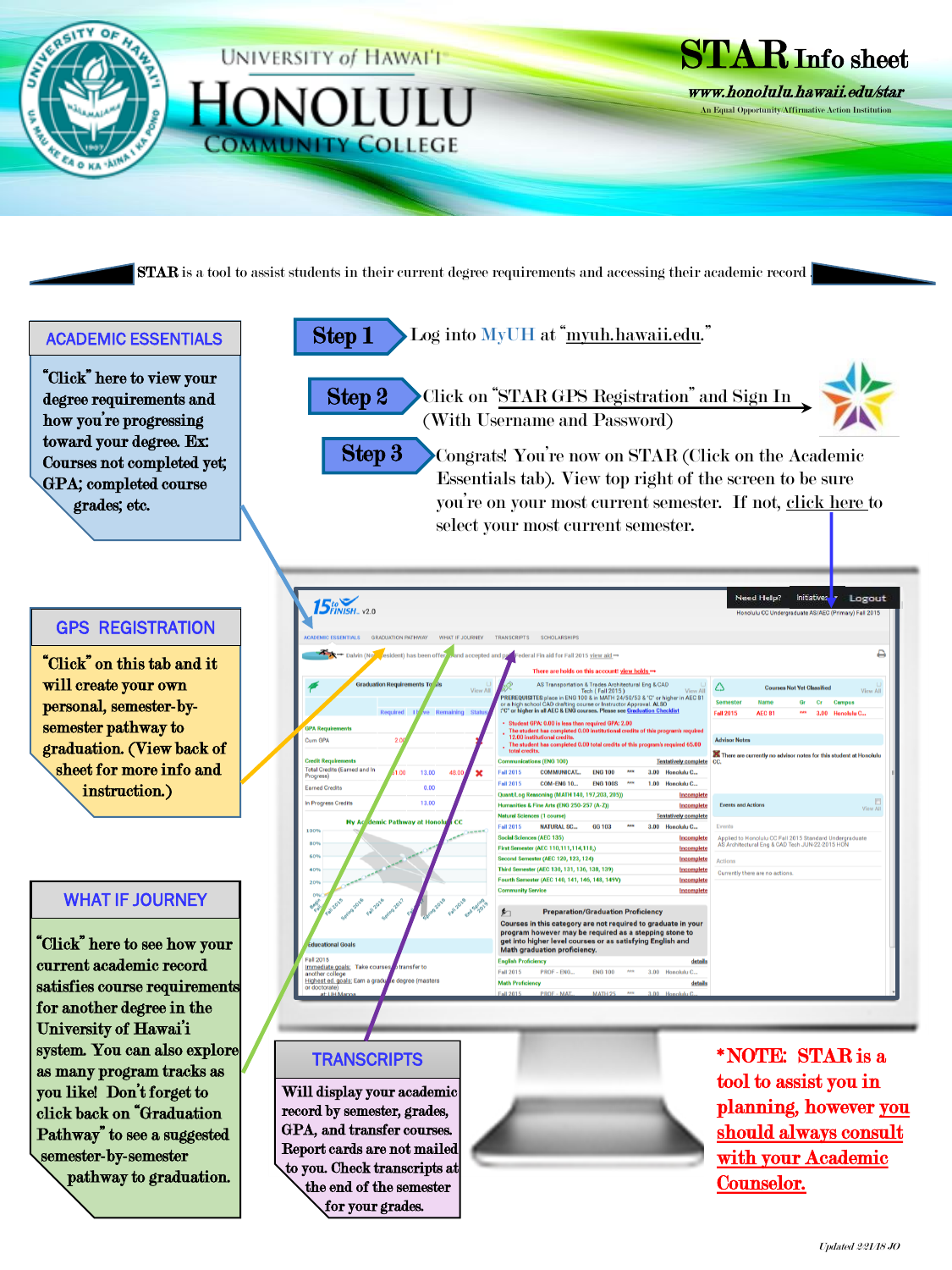# University of Hawai'i Honolulu Community College

# STAR Info sheet

**www.honolulu.hawaii.edu/star**

An Equal Opportunity/Affirmative Action Institution

**STAR** is a tool to assist students in their current degree requirements and accessing their academic record.

**Step 1** Log into MyUH at "myuh.hawaii.edu."

**Step 2** Click on "STAR GPS Registration" and Sign In (With Username and Password)

**Step 3** Congrats! You're now on STAR (Click on the Academic Essentials tab). View top right of the screen to be sure you're on your most current semester. If not, click here to select your most current semester.

## ACADEMIC ESSENTIALS

"Click" here to view your degree requirements and how you're progressing toward your degree. Ex: Courses not completed yet; GPA; completed course grades; etc.

## GPS REGISTRATION

"Click" on this tab and it will create your own personal, semester-by-semester pathway to graduation. (View back of sheet for more info and instruction.)

## WHAT IF JOURNEY

"Click" here to see how your current academic record satisfies course requirements for another degree in the University of Hawai'i system. You can also explore as many program tracks as you like! Don't forget to click back on "Graduation Pathway" to see a suggested semester-by-semester pathway to graduation.

## TRANSCRIPTS

Will display your academic record by semester, grades, GPA, and transfer courses. Report cards are not mailed to you. Check transcripts at the end of the semester for your grades.

**\*NOTE: STAR is a tool to assist you in planning, however you should always consult with your Academic Counselor.**

*Updated 2/21/18 JO*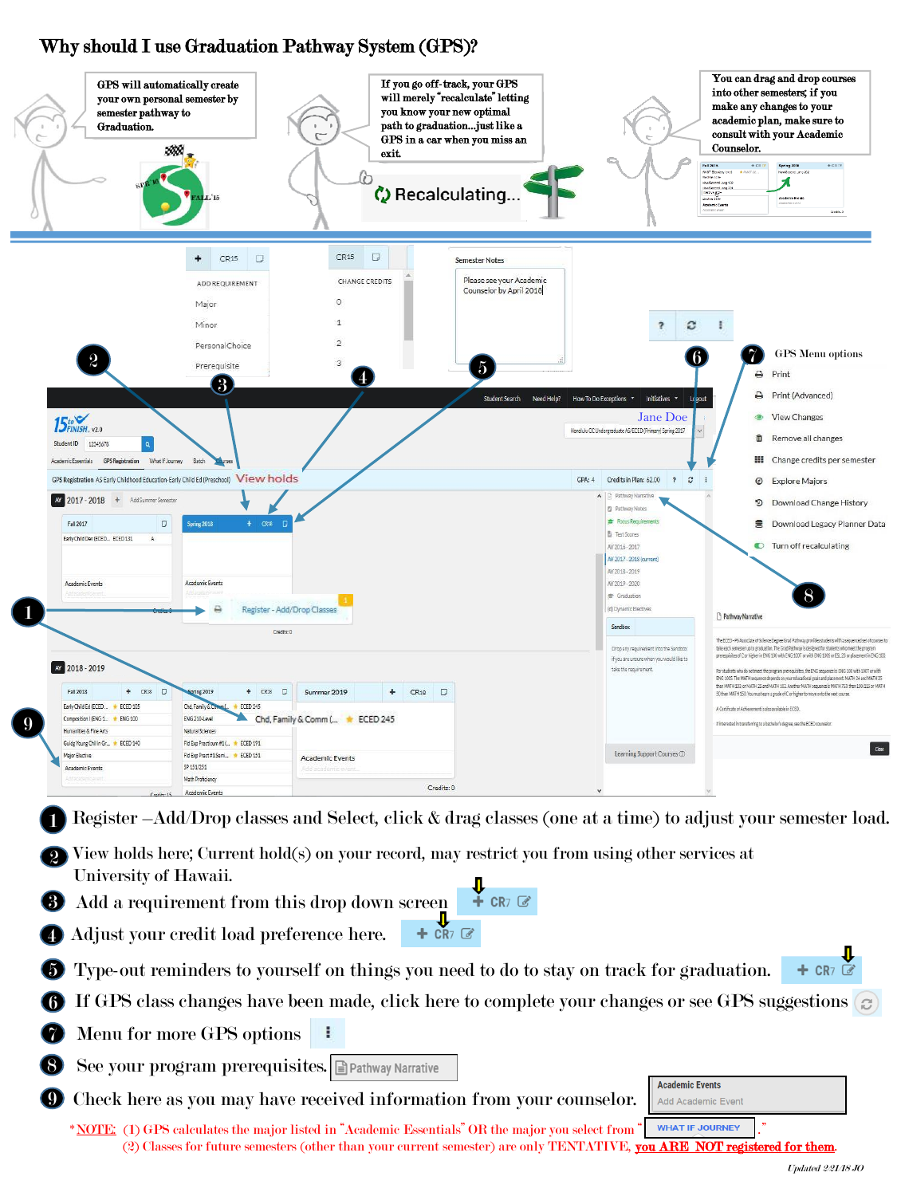# Why should I use Graduation Pathway System (GPS)?

GPS will automatically create your own personal semester by semester pathway to Graduation.

If you go off-track, your GPS will merely "recalculate" letting you know your new optimal path to graduation...just like a GPS in a car when you miss an exit.

You can drag and drop courses into other semesters; if you make any changes to your academic plan, make sure to consult with your Academic Counselor.

1. Register –Add/Drop classes and Select, click & drag classes (one at a time) to adjust your semester load.
2. View holds here; Current hold(s) on your record, may restrict you from using other services at University of Hawaii.
3. Add a requirement from this drop down screen
4. Adjust your credit load preference here.
5. Type-out reminders to yourself on things you need to do to stay on track for graduation.
6. If GPS class changes have been made, click here to complete your changes or see GPS suggestions
7. Menu for more GPS options
8. See your program prerequisites.
9. Check here as you may have received information from your counselor.

*NOTE: (1) GPS calculates the major listed in "Academic Essentials" OR the major you select from "WHAT IF JOURNEY."
(2) Classes for future semesters (other than your current semester) are only TENTATIVE, **you ARE NOT registered for them.**

*Updated 2/21/18 JO*